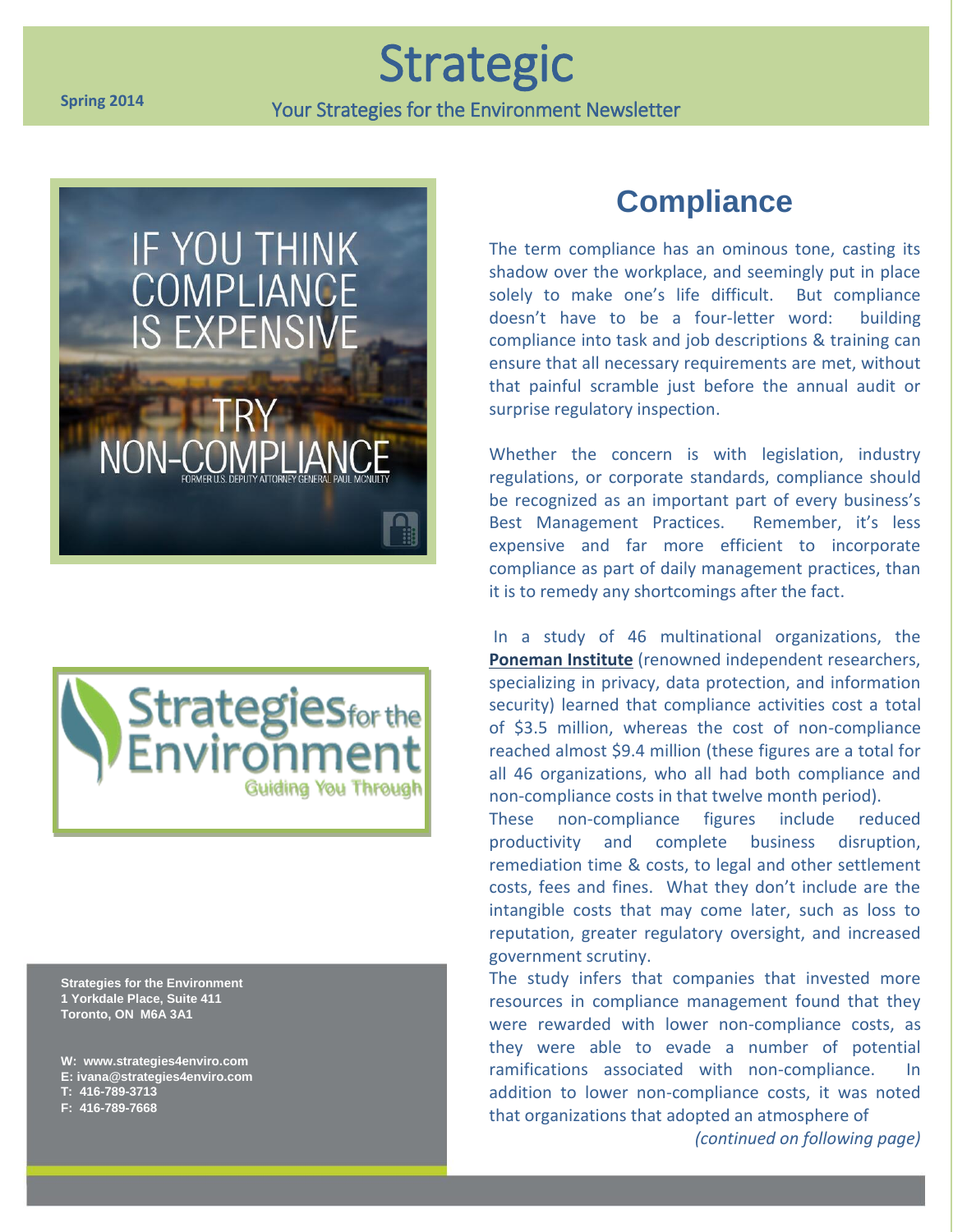# Strategic

**Spring 2014**

Your Strategies for the Environment Newsletter

IF YOU THINK COMPLIANCE IS EXPENSIVE

TRY NON-COMPLIANCE

FORMER U.S. DEPUTY ATTORNEY GENERAL PAUL MCNULTY

Strategies for the Environment

Guiding You Through

**Strategies for the Environment**
**1 Yorkdale Place, Suite 411**
**Toronto, ON M6A 3A1**

**W: www.strategies4enviro.com**
**E: ivana@strategies4enviro.com**
**T: 416-789-3713**
**F: 416-789-7668**

## Compliance

The term compliance has an ominous tone, casting its shadow over the workplace, and seemingly put in place solely to make one's life difficult. But compliance doesn't have to be a four-letter word: building compliance into task and job descriptions & training can ensure that all necessary requirements are met, without that painful scramble just before the annual audit or surprise regulatory inspection.

Whether the concern is with legislation, industry regulations, or corporate standards, compliance should be recognized as an important part of every business's Best Management Practices. Remember, it's less expensive and far more efficient to incorporate compliance as part of daily management practices, than it is to remedy any shortcomings after the fact.

In a study of 46 multinational organizations, the **Poneman Institute** (renowned independent researchers, specializing in privacy, data protection, and information security) learned that compliance activities cost a total of $3.5 million, whereas the cost of non-compliance reached almost $9.4 million (these figures are a total for all 46 organizations, who all had both compliance and non-compliance costs in that twelve month period).

These non-compliance figures include reduced productivity and complete business disruption, remediation time & costs, to legal and other settlement costs, fees and fines. What they don't include are the intangible costs that may come later, such as loss to reputation, greater regulatory oversight, and increased government scrutiny.

The study infers that companies that invested more resources in compliance management found that they were rewarded with lower non-compliance costs, as they were able to evade a number of potential ramifications associated with non-compliance. In addition to lower non-compliance costs, it was noted that organizations that adopted an atmosphere of

*(continued on following page)*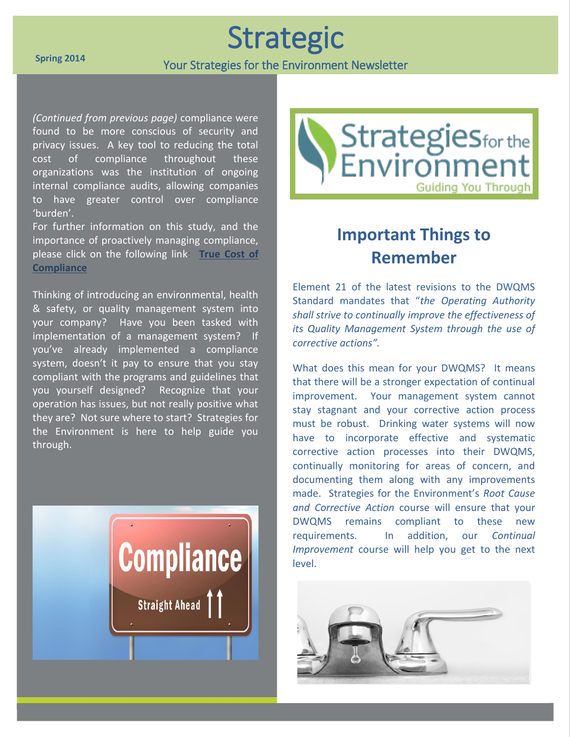*(Continued from previous page)* compliance were found to be more conscious of security and privacy issues. A key tool to reducing the total cost of compliance throughout these organizations was the institution of ongoing internal compliance audits, allowing companies to have greater control over compliance 'burden'.

For further information on this study, and the importance of proactively managing compliance, please click on the following link: **True Cost of Compliance**

Thinking of introducing an environmental, health & safety, or quality management system into your company? Have you been tasked with implementation of a management system? If you've already implemented a compliance system, doesn't it pay to ensure that you stay compliant with the programs and guidelines that you yourself designed? Recognize that your operation has issues, but not really positive what they are? Not sure where to start? Strategies for the Environment is here to help guide you through.

## Important Things to Remember

Element 21 of the latest revisions to the DWQMS Standard mandates that "*the Operating Authority shall strive to continually improve the effectiveness of its Quality Management System through the use of corrective actions".*

What does this mean for your DWQMS? It means that there will be a stronger expectation of continual improvement. Your management system cannot stay stagnant and your corrective action process must be robust. Drinking water systems will now have to incorporate effective and systematic corrective action processes into their DWQMS, continually monitoring for areas of concern, and documenting them along with any improvements made. Strategies for the Environment's *Root Cause and Corrective Action* course will ensure that your DWQMS remains compliant to these new requirements. In addition, our *Continual Improvement* course will help you get to the next level.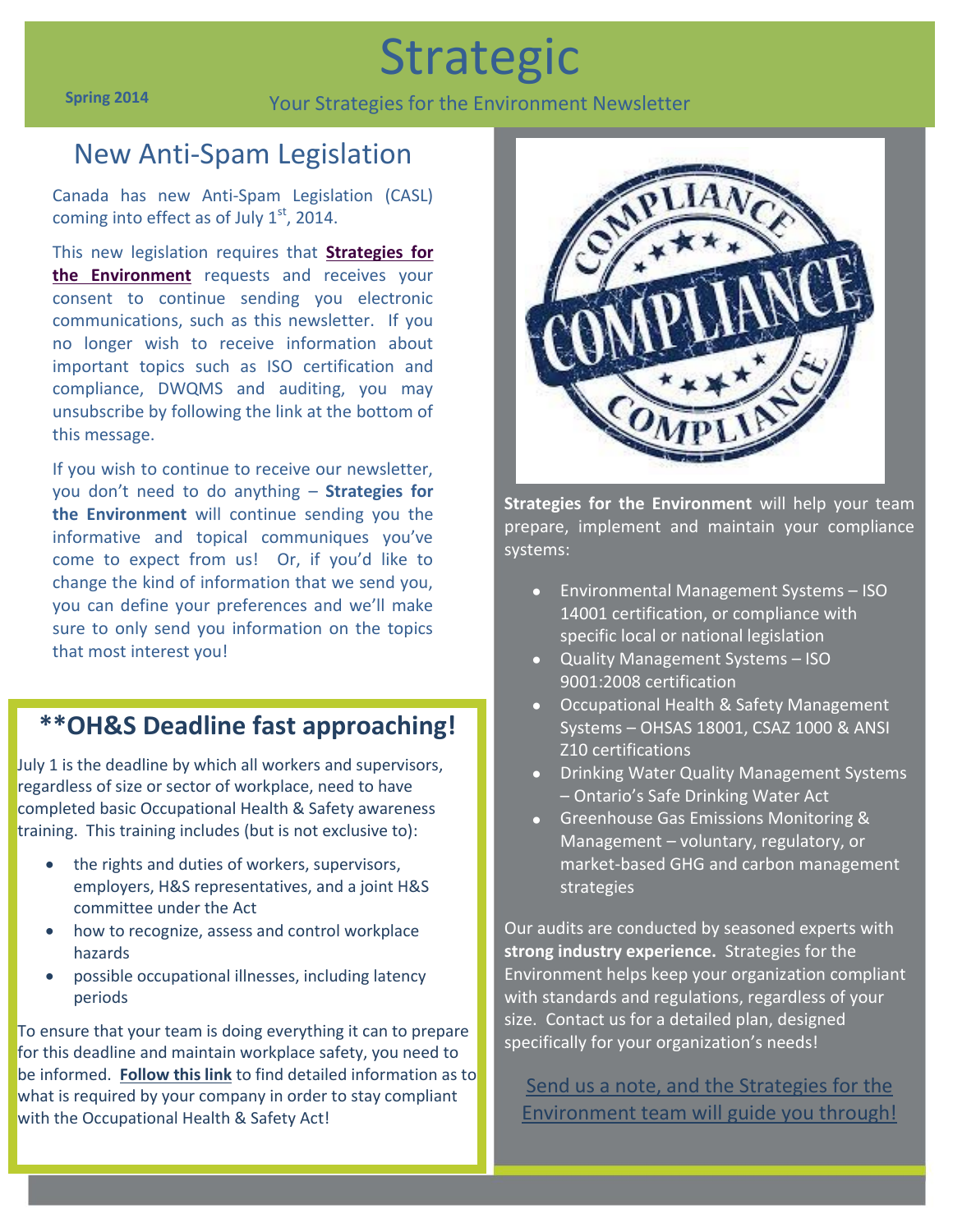# Strategic

**Spring 2014**

Your Strategies for the Environment Newsletter

## New Anti-Spam Legislation

Canada has new Anti-Spam Legislation (CASL) coming into effect as of July 1st, 2014.

This new legislation requires that **Strategies for the Environment** requests and receives your consent to continue sending you electronic communications, such as this newsletter. If you no longer wish to receive information about important topics such as ISO certification and compliance, DWQMS and auditing, you may unsubscribe by following the link at the bottom of this message.

If you wish to continue to receive our newsletter, you don't need to do anything – **Strategies for the Environment** will continue sending you the informative and topical communiques you've come to expect from us! Or, if you'd like to change the kind of information that we send you, you can define your preferences and we'll make sure to only send you information on the topics that most interest you!

## **OH&S Deadline fast approaching!

July 1 is the deadline by which all workers and supervisors, regardless of size or sector of workplace, need to have completed basic Occupational Health & Safety awareness training. This training includes (but is not exclusive to):

- the rights and duties of workers, supervisors, employers, H&S representatives, and a joint H&S committee under the Act
- how to recognize, assess and control workplace hazards
- possible occupational illnesses, including latency periods

To ensure that your team is doing everything it can to prepare for this deadline and maintain workplace safety, you need to be informed. **Follow this link** to find detailed information as to what is required by your company in order to stay compliant with the Occupational Health & Safety Act!

**Strategies for the Environment** will help your team prepare, implement and maintain your compliance systems:

- Environmental Management Systems – ISO 14001 certification, or compliance with specific local or national legislation
- Quality Management Systems – ISO 9001:2008 certification
- Occupational Health & Safety Management Systems – OHSAS 18001, CSAZ 1000 & ANSI Z10 certifications
- Drinking Water Quality Management Systems – Ontario's Safe Drinking Water Act
- Greenhouse Gas Emissions Monitoring & Management – voluntary, regulatory, or market-based GHG and carbon management strategies

Our audits are conducted by seasoned experts with **strong industry experience.** Strategies for the Environment helps keep your organization compliant with standards and regulations, regardless of your size. Contact us for a detailed plan, designed specifically for your organization's needs!

Send us a note, and the Strategies for the Environment team will guide you through!